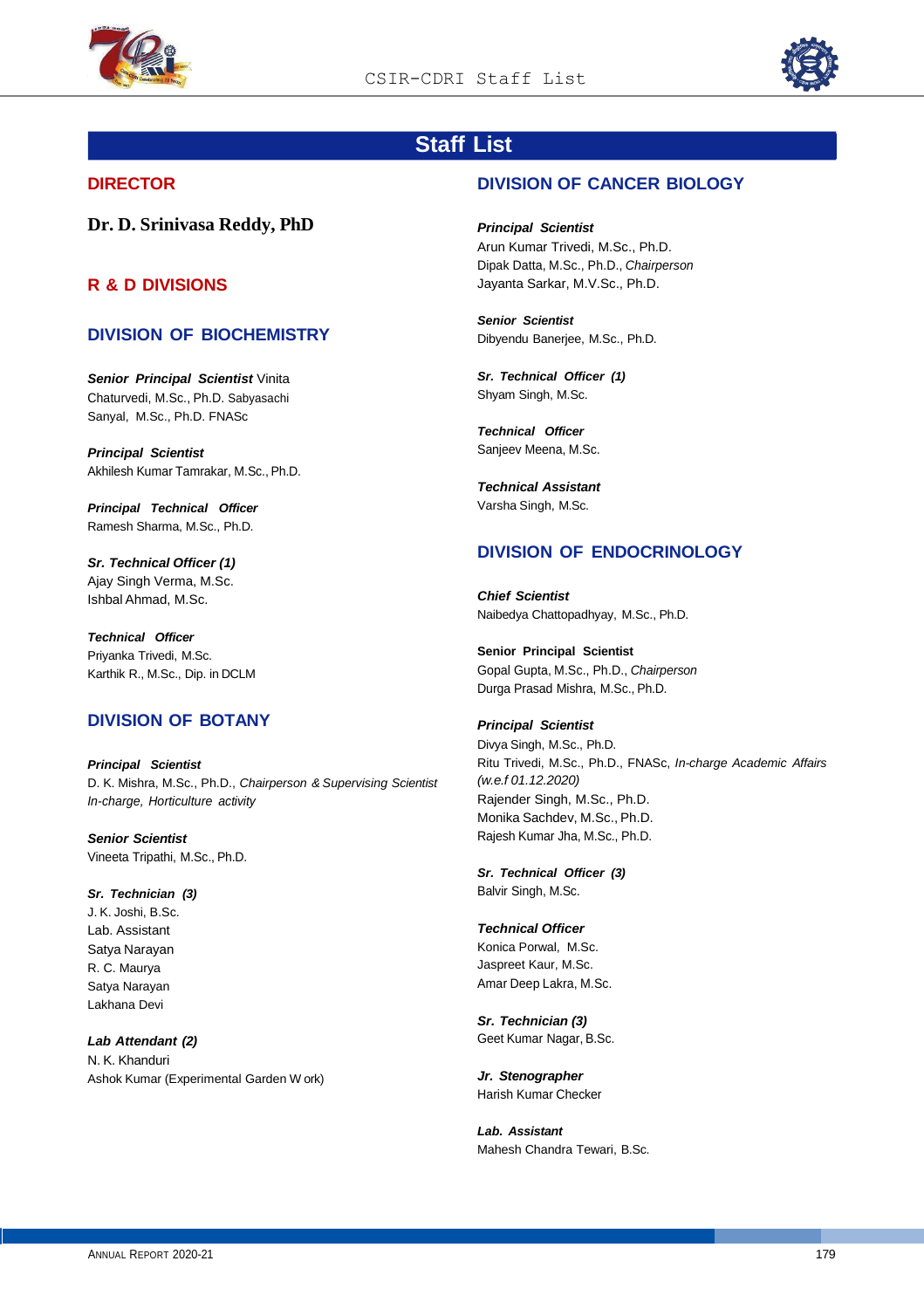# Staff List

## DIRECTOR

**Dr. D. Srinivasa Reddy, PhD**

## R & D DIVISIONS

### DIVISION OF BIOCHEMISTRY

***Senior Principal Scientist***
Vinita Chaturvedi, M.Sc., Ph.D.
Sabyasachi Sanyal, M.Sc., Ph.D. FNASc

***Principal Scientist***
Akhilesh Kumar Tamrakar, M.Sc., Ph.D.

***Principal Technical Officer***
Ramesh Sharma, M.Sc., Ph.D.

***Sr. Technical Officer (1)***
Ajay Singh Verma, M.Sc.
Ishbal Ahmad, M.Sc.

***Technical Officer***
Priyanka Trivedi, M.Sc.
Karthik R., M.Sc., Dip. in DCLM

### DIVISION OF BOTANY

***Principal Scientist***
D. K. Mishra, M.Sc., Ph.D., *Chairperson & Supervising Scientist In-charge, Horticulture activity*

***Senior Scientist***
Vineeta Tripathi, M.Sc., Ph.D.

***Sr. Technician (3)***
J. K. Joshi, B.Sc.
Lab. Assistant
Satya Narayan
R. C. Maurya
Satya Narayan
Lakhana Devi

***Lab Attendant (2)***
N. K. Khanduri
Ashok Kumar (Experimental Garden W ork)

### DIVISION OF CANCER BIOLOGY

***Principal Scientist***
Arun Kumar Trivedi, M.Sc., Ph.D.
Dipak Datta, M.Sc., Ph.D., *Chairperson*
Jayanta Sarkar, M.V.Sc., Ph.D.

***Senior Scientist***
Dibyendu Banerjee, M.Sc., Ph.D.

***Sr. Technical Officer (1)***
Shyam Singh, M.Sc.

***Technical Officer***
Sanjeev Meena, M.Sc.

***Technical Assistant***
Varsha Singh, M.Sc.

### DIVISION OF ENDOCRINOLOGY

***Chief Scientist***
Naibedya Chattopadhyay, M.Sc., Ph.D.

**Senior Principal Scientist**
Gopal Gupta, M.Sc., Ph.D., *Chairperson*
Durga Prasad Mishra, M.Sc., Ph.D.

***Principal Scientist***
Divya Singh, M.Sc., Ph.D.
Ritu Trivedi, M.Sc., Ph.D., FNASc, *In-charge Academic Affairs (w.e.f 01.12.2020)*
Rajender Singh, M.Sc., Ph.D.
Monika Sachdev, M.Sc., Ph.D.
Rajesh Kumar Jha, M.Sc., Ph.D.

***Sr. Technical Officer (3)***
Balvir Singh, M.Sc.

***Technical Officer***
Konica Porwal, M.Sc.
Jaspreet Kaur, M.Sc.
Amar Deep Lakra, M.Sc.

***Sr. Technician (3)***
Geet Kumar Nagar, B.Sc.

***Jr. Stenographer***
Harish Kumar Checker

***Lab. Assistant***
Mahesh Chandra Tewari, B.Sc.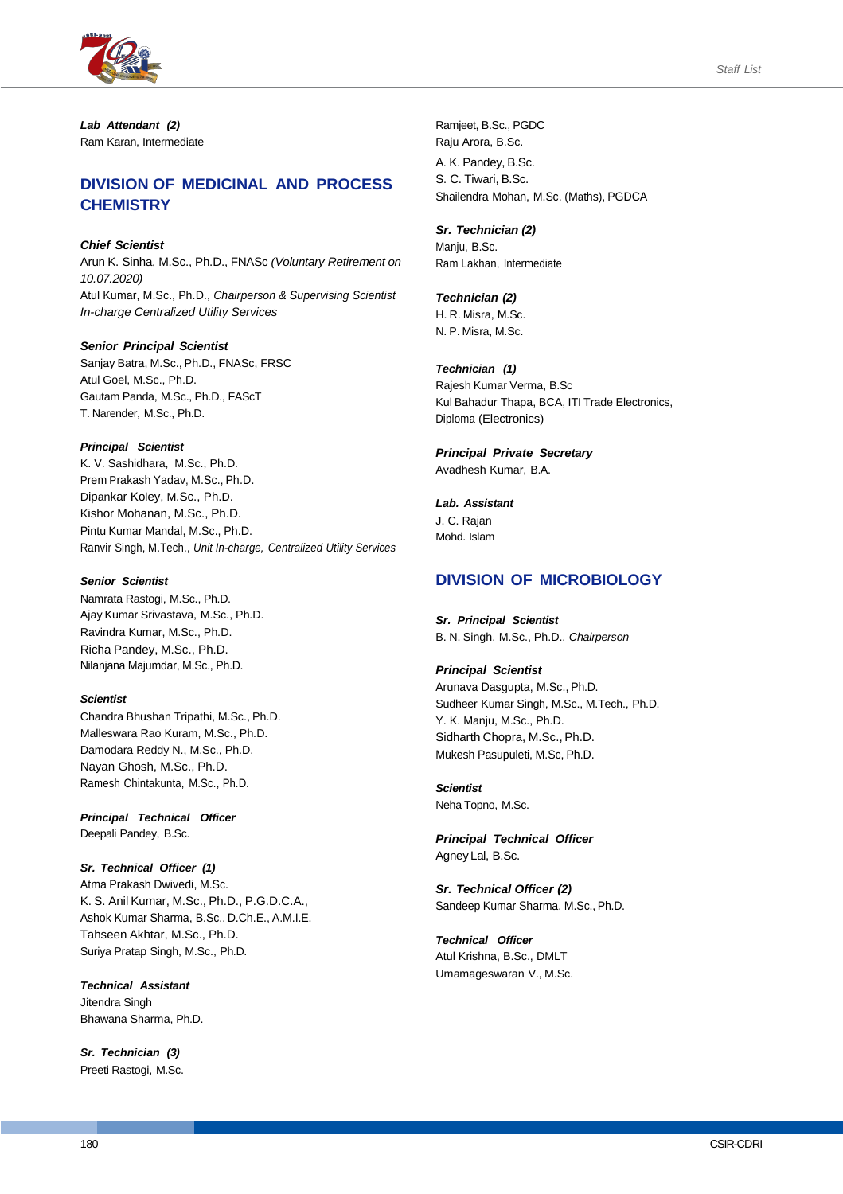***Lab Attendant (2)***
Ram Karan, Intermediate

## DIVISION OF MEDICINAL AND PROCESS CHEMISTRY

***Chief Scientist***
Arun K. Sinha, M.Sc., Ph.D., FNASc *(Voluntary Retirement on 10.07.2020)*
Atul Kumar, M.Sc., Ph.D., *Chairperson & Supervising Scientist In-charge Centralized Utility Services*

***Senior Principal Scientist***
Sanjay Batra, M.Sc., Ph.D., FNASc, FRSC
Atul Goel, M.Sc., Ph.D.
Gautam Panda, M.Sc., Ph.D., FAScT
T. Narender, M.Sc., Ph.D.

***Principal Scientist***
K. V. Sashidhara, M.Sc., Ph.D.
Prem Prakash Yadav, M.Sc., Ph.D.
Dipankar Koley, M.Sc., Ph.D.
Kishor Mohanan, M.Sc., Ph.D.
Pintu Kumar Mandal, M.Sc., Ph.D.
Ranvir Singh, M.Tech., *Unit In-charge, Centralized Utility Services*

***Senior Scientist***
Namrata Rastogi, M.Sc., Ph.D.
Ajay Kumar Srivastava, M.Sc., Ph.D.
Ravindra Kumar, M.Sc., Ph.D.
Richa Pandey, M.Sc., Ph.D.
Nilanjana Majumdar, M.Sc., Ph.D.

***Scientist***
Chandra Bhushan Tripathi, M.Sc., Ph.D.
Malleswara Rao Kuram, M.Sc., Ph.D.
Damodara Reddy N., M.Sc., Ph.D.
Nayan Ghosh, M.Sc., Ph.D.
Ramesh Chintakunta, M.Sc., Ph.D.

***Principal Technical Officer***
Deepali Pandey, B.Sc.

***Sr. Technical Officer (1)***
Atma Prakash Dwivedi, M.Sc.
K. S. Anil Kumar, M.Sc., Ph.D., P.G.D.C.A.,
Ashok Kumar Sharma, B.Sc., D.Ch.E., A.M.I.E.
Tahseen Akhtar, M.Sc., Ph.D.
Suriya Pratap Singh, M.Sc., Ph.D.

***Technical Assistant***
Jitendra Singh
Bhawana Sharma, Ph.D.

***Sr. Technician (3)***
Preeti Rastogi, M.Sc.
Ramjeet, B.Sc., PGDC
Raju Arora, B.Sc.
A. K. Pandey, B.Sc.
S. C. Tiwari, B.Sc.
Shailendra Mohan, M.Sc. (Maths), PGDCA

***Sr. Technician (2)***
Manju, B.Sc.
Ram Lakhan, Intermediate

***Technician (2)***
H. R. Misra, M.Sc.
N. P. Misra, M.Sc.

***Technician (1)***
Rajesh Kumar Verma, B.Sc
Kul Bahadur Thapa, BCA, ITI Trade Electronics, Diploma (Electronics)

***Principal Private Secretary***
Avadhesh Kumar, B.A.

***Lab. Assistant***
J. C. Rajan
Mohd. Islam

## DIVISION OF MICROBIOLOGY

***Sr. Principal Scientist***
B. N. Singh, M.Sc., Ph.D., *Chairperson*

***Principal Scientist***
Arunava Dasgupta, M.Sc., Ph.D.
Sudheer Kumar Singh, M.Sc., M.Tech., Ph.D.
Y. K. Manju, M.Sc., Ph.D.
Sidharth Chopra, M.Sc., Ph.D.
Mukesh Pasupuleti, M.Sc, Ph.D.

***Scientist***
Neha Topno, M.Sc.

***Principal Technical Officer***
Agney Lal, B.Sc.

***Sr. Technical Officer (2)***
Sandeep Kumar Sharma, M.Sc., Ph.D.

***Technical Officer***
Atul Krishna, B.Sc., DMLT
Umamageswaran V., M.Sc.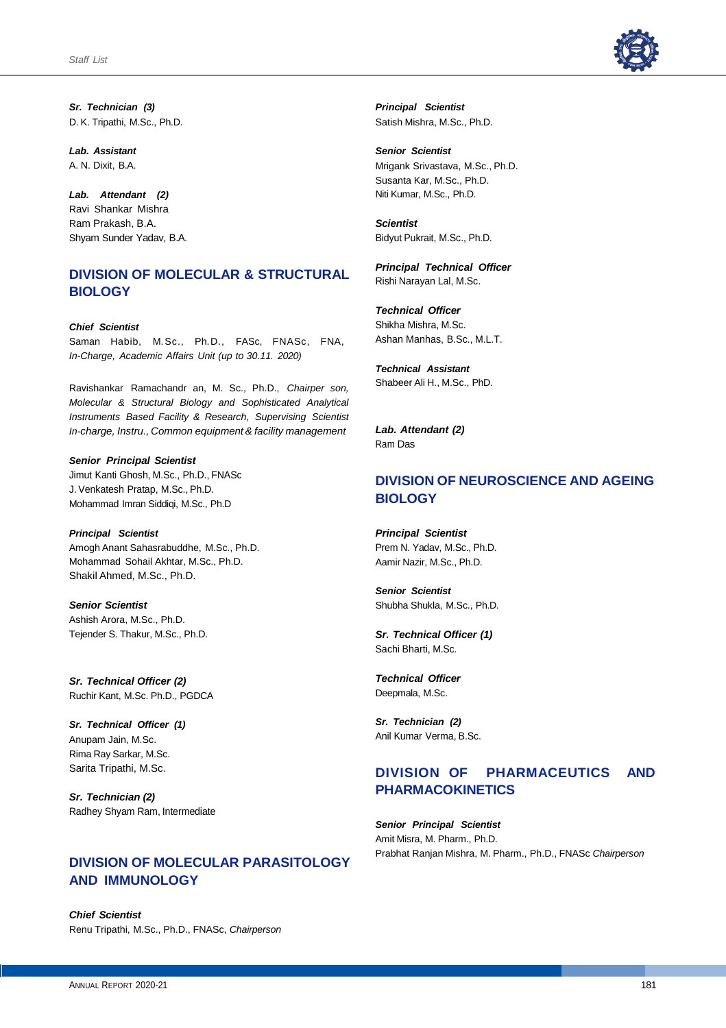***Sr. Technician (3)***
D. K. Tripathi, M.Sc., Ph.D.

***Lab. Assistant***
A. N. Dixit, B.A.

***Lab. Attendant (2)***
Ravi Shankar Mishra
Ram Prakash, B.A.
Shyam Sunder Yadav, B.A.

## DIVISION OF MOLECULAR & STRUCTURAL BIOLOGY

***Chief Scientist***
Saman Habib, M.Sc., Ph.D., FASc, FNASc, FNA, *In-Charge, Academic Affairs Unit (up to 30.11. 2020)*

Ravishankar Ramachandr an, M. Sc., Ph.D., *Chairper son, Molecular & Structural Biology and Sophisticated Analytical Instruments Based Facility & Research, Supervising Scientist In-charge, Instru., Common equipment & facility management*

***Senior Principal Scientist***
Jimut Kanti Ghosh, M.Sc., Ph.D., FNASc
J. Venkatesh Pratap, M.Sc., Ph.D.
Mohammad Imran Siddiqi, M.Sc., Ph.D

***Principal Scientist***
Amogh Anant Sahasrabuddhe, M.Sc., Ph.D.
Mohammad Sohail Akhtar, M.Sc., Ph.D.
Shakil Ahmed, M.Sc., Ph.D.

***Senior Scientist***
Ashish Arora, M.Sc., Ph.D.
Tejender S. Thakur, M.Sc., Ph.D.

***Sr. Technical Officer (2)***
Ruchir Kant, M.Sc. Ph.D., PGDCA

***Sr. Technical Officer (1)***
Anupam Jain, M.Sc.
Rima Ray Sarkar, M.Sc.
Sarita Tripathi, M.Sc.

***Sr. Technician (2)***
Radhey Shyam Ram, Intermediate

## DIVISION OF MOLECULAR PARASITOLOGY AND IMMUNOLOGY

***Chief Scientist***
Renu Tripathi, M.Sc., Ph.D., FNASc, *Chairperson*

***Principal Scientist***
Satish Mishra, M.Sc., Ph.D.

***Senior Scientist***
Mrigank Srivastava, M.Sc., Ph.D.
Susanta Kar, M.Sc., Ph.D.
Niti Kumar, M.Sc., Ph.D.

***Scientist***
Bidyut Pukrait, M.Sc., Ph.D.

***Principal Technical Officer***
Rishi Narayan Lal, M.Sc.

***Technical Officer***
Shikha Mishra, M.Sc.
Ashan Manhas, B.Sc., M.L.T.

***Technical Assistant***
Shabeer Ali H., M.Sc., PhD.

***Lab. Attendant (2)***
Ram Das

## DIVISION OF NEUROSCIENCE AND AGEING BIOLOGY

***Principal Scientist***
Prem N. Yadav, M.Sc., Ph.D.
Aamir Nazir, M.Sc., Ph.D.

***Senior Scientist***
Shubha Shukla, M.Sc., Ph.D.

***Sr. Technical Officer (1)***
Sachi Bharti, M.Sc.

***Technical Officer***
Deepmala, M.Sc.

***Sr. Technician (2)***
Anil Kumar Verma, B.Sc.

## DIVISION OF PHARMACEUTICS AND PHARMACOKINETICS

***Senior Principal Scientist***
Amit Misra, M. Pharm., Ph.D.
Prabhat Ranjan Mishra, M. Pharm., Ph.D., FNASc *Chairperson*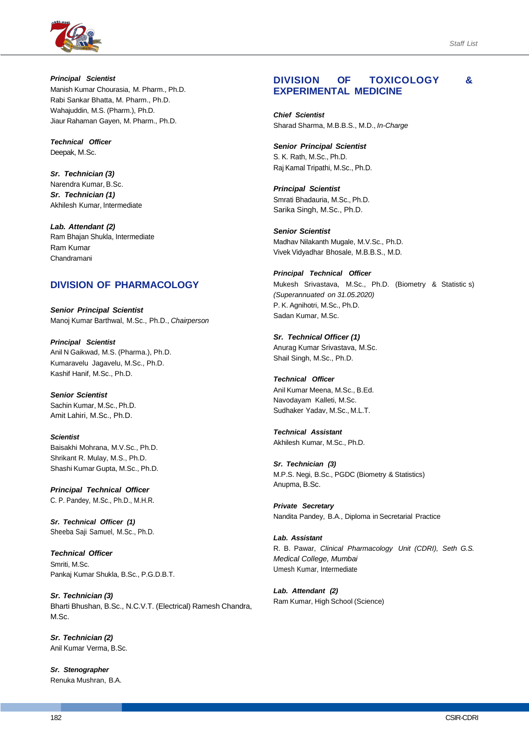***Principal Scientist***

Manish Kumar Chourasia, M. Pharm., Ph.D.
Rabi Sankar Bhatta, M. Pharm., Ph.D.
Wahajuddin, M.S. (Pharm.), Ph.D.
Jiaur Rahaman Gayen, M. Pharm., Ph.D.

***Technical Officer***

Deepak, M.Sc.

***Sr. Technician (3)***

Narendra Kumar, B.Sc.

***Sr. Technician (1)***

Akhilesh Kumar, Intermediate

***Lab. Attendant (2)***

Ram Bhajan Shukla, Intermediate
Ram Kumar
Chandramani

## DIVISION OF PHARMACOLOGY

***Senior Principal Scientist***

Manoj Kumar Barthwal, M.Sc., Ph.D., *Chairperson*

***Principal Scientist***

Anil N Gaikwad, M.S. (Pharma.), Ph.D.
Kumaravelu Jagavelu, M.Sc., Ph.D.
Kashif Hanif, M.Sc., Ph.D.

***Senior Scientist***

Sachin Kumar, M.Sc., Ph.D.
Amit Lahiri, M.Sc., Ph.D.

***Scientist***

Baisakhi Mohrana, M.V.Sc., Ph.D.
Shrikant R. Mulay, M.S., Ph.D.
Shashi Kumar Gupta, M.Sc., Ph.D.

***Principal Technical Officer***

C. P. Pandey, M.Sc., Ph.D., M.H.R.

***Sr. Technical Officer (1)***

Sheeba Saji Samuel, M.Sc., Ph.D.

***Technical Officer***

Smriti, M.Sc.
Pankaj Kumar Shukla, B.Sc., P.G.D.B.T.

***Sr. Technician (3)***

Bharti Bhushan, B.Sc., N.C.V.T. (Electrical) Ramesh Chandra, M.Sc.

***Sr. Technician (2)***

Anil Kumar Verma, B.Sc.

***Sr. Stenographer***

Renuka Mushran, B.A.

## DIVISION OF TOXICOLOGY & EXPERIMENTAL MEDICINE

***Chief Scientist***

Sharad Sharma, M.B.B.S., M.D., *In-Charge*

***Senior Principal Scientist***

S. K. Rath, M.Sc., Ph.D.
Raj Kamal Tripathi, M.Sc., Ph.D.

***Principal Scientist***

Smrati Bhadauria, M.Sc., Ph.D.
Sarika Singh, M.Sc., Ph.D.

***Senior Scientist***

Madhav Nilakanth Mugale, M.V.Sc., Ph.D.
Vivek Vidyadhar Bhosale, M.B.B.S., M.D.

***Principal Technical Officer***

Mukesh Srivastava, M.Sc., Ph.D. (Biometry & Statistic s) *(Superannuated on 31.05.2020)*
P. K. Agnihotri, M.Sc., Ph.D.
Sadan Kumar, M.Sc.

***Sr. Technical Officer (1)***

Anurag Kumar Srivastava, M.Sc.
Shail Singh, M.Sc., Ph.D.

***Technical Officer***

Anil Kumar Meena, M.Sc., B.Ed.
Navodayam Kalleti, M.Sc.
Sudhaker Yadav, M.Sc., M.L.T.

***Technical Assistant***

Akhilesh Kumar, M.Sc., Ph.D.

***Sr. Technician (3)***

M.P.S. Negi, B.Sc., PGDC (Biometry & Statistics)
Anupma, B.Sc.

***Private Secretary***

Nandita Pandey, B.A., Diploma in Secretarial Practice

***Lab. Assistant***

R. B. Pawar, *Clinical Pharmacology Unit (CDRI), Seth G.S. Medical College, Mumbai*
Umesh Kumar, Intermediate

***Lab. Attendant (2)***

Ram Kumar, High School (Science)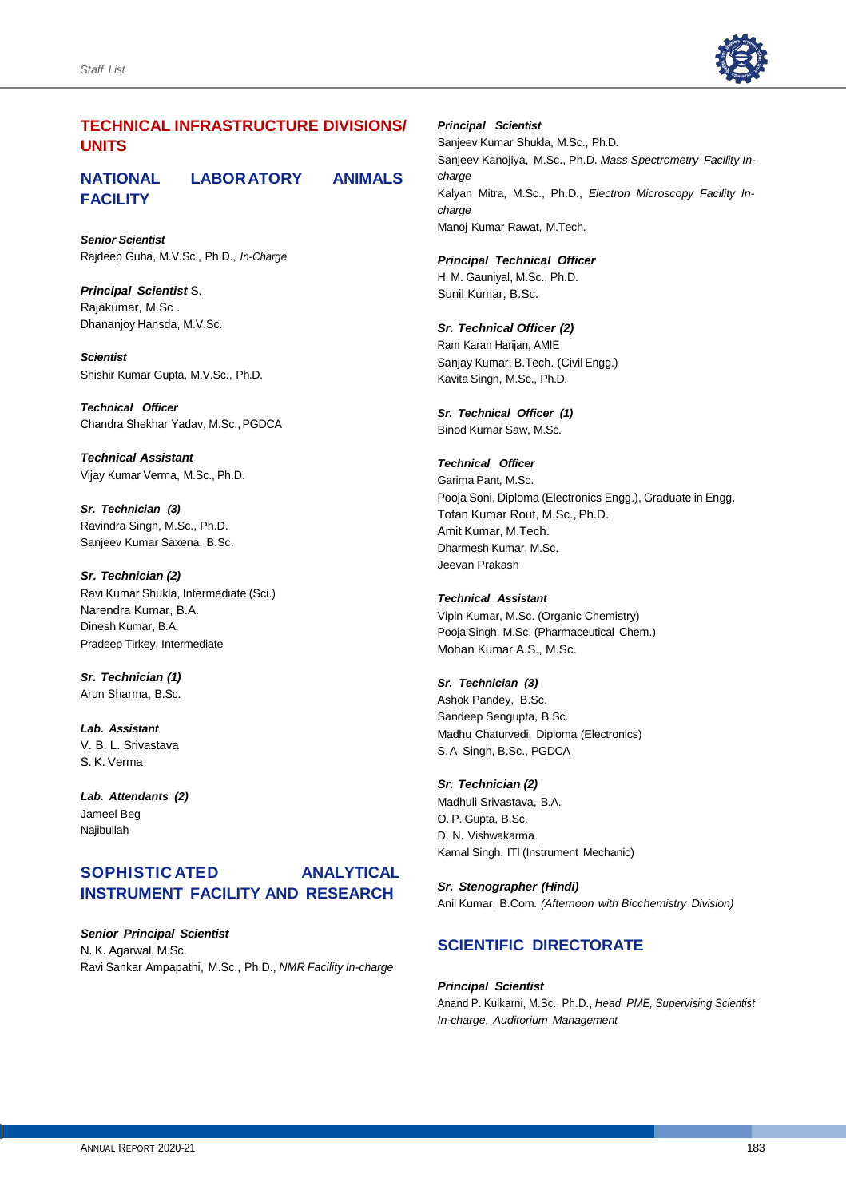## TECHNICAL INFRASTRUCTURE DIVISIONS/ UNITS

### NATIONAL LABORATORY ANIMALS FACILITY

***Senior Scientist***
Rajdeep Guha, M.V.Sc., Ph.D., *In-Charge*

***Principal Scientist*** S. Rajakumar, M.Sc .
Dhananjoy Hansda, M.V.Sc.

***Scientist***
Shishir Kumar Gupta, M.V.Sc., Ph.D.

***Technical Officer***
Chandra Shekhar Yadav, M.Sc., PGDCA

***Technical Assistant***
Vijay Kumar Verma, M.Sc., Ph.D.

***Sr. Technician (3)***
Ravindra Singh, M.Sc., Ph.D.
Sanjeev Kumar Saxena, B.Sc.

***Sr. Technician (2)***
Ravi Kumar Shukla, Intermediate (Sci.)
Narendra Kumar, B.A.
Dinesh Kumar, B.A.
Pradeep Tirkey, Intermediate

***Sr. Technician (1)***
Arun Sharma, B.Sc.

***Lab. Assistant***
V. B. L. Srivastava
S. K. Verma

***Lab. Attendants (2)***
Jameel Beg
Najibullah

### SOPHISTICATED ANALYTICAL INSTRUMENT FACILITY AND RESEARCH

***Senior Principal Scientist***
N. K. Agarwal, M.Sc.
Ravi Sankar Ampapathi, M.Sc., Ph.D., *NMR Facility In-charge*

***Principal Scientist***
Sanjeev Kumar Shukla, M.Sc., Ph.D.
Sanjeev Kanojiya, M.Sc., Ph.D. *Mass Spectrometry Facility In-charge*
Kalyan Mitra, M.Sc., Ph.D., *Electron Microscopy Facility In-charge*
Manoj Kumar Rawat, M.Tech.

***Principal Technical Officer***
H. M. Gauniyal, M.Sc., Ph.D.
Sunil Kumar, B.Sc.

***Sr. Technical Officer (2)***
Ram Karan Harijan, AMIE
Sanjay Kumar, B.Tech. (Civil Engg.)
Kavita Singh, M.Sc., Ph.D.

***Sr. Technical Officer (1)***
Binod Kumar Saw, M.Sc.

***Technical Officer***
Garima Pant, M.Sc.
Pooja Soni, Diploma (Electronics Engg.), Graduate in Engg.
Tofan Kumar Rout, M.Sc., Ph.D.
Amit Kumar, M.Tech.
Dharmesh Kumar, M.Sc.
Jeevan Prakash

***Technical Assistant***
Vipin Kumar, M.Sc. (Organic Chemistry)
Pooja Singh, M.Sc. (Pharmaceutical Chem.)
Mohan Kumar A.S., M.Sc.

***Sr. Technician (3)***
Ashok Pandey, B.Sc.
Sandeep Sengupta, B.Sc.
Madhu Chaturvedi, Diploma (Electronics)
S.A. Singh, B.Sc., PGDCA

***Sr. Technician (2)***
Madhuli Srivastava, B.A.
O. P. Gupta, B.Sc.
D. N. Vishwakarma
Kamal Singh, ITI (Instrument Mechanic)

***Sr. Stenographer (Hindi)***
Anil Kumar, B.Com. *(Afternoon with Biochemistry Division)*

### SCIENTIFIC DIRECTORATE

***Principal Scientist***
Anand P. Kulkarni, M.Sc., Ph.D., *Head, PME, Supervising Scientist In-charge, Auditorium Management*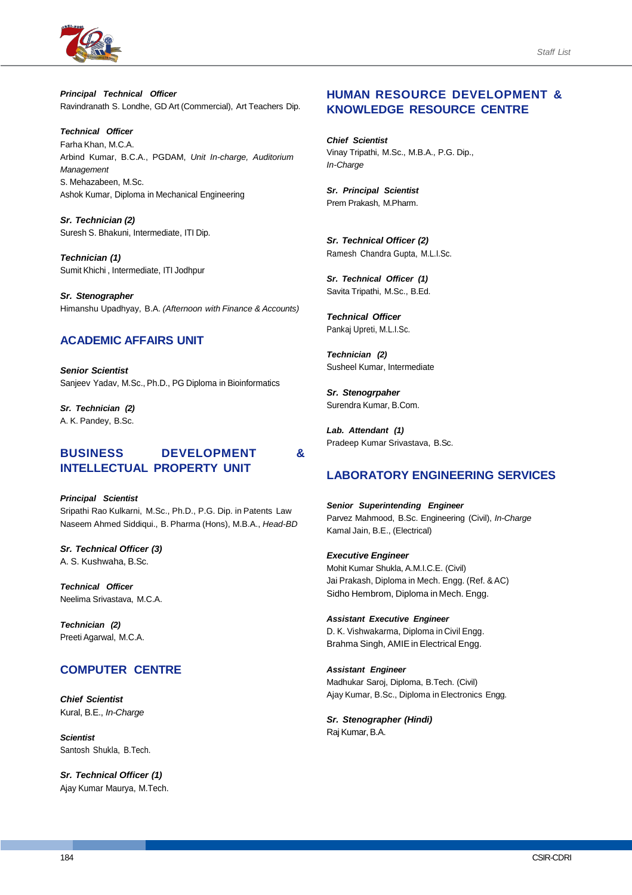***Principal Technical Officer***
Ravindranath S. Londhe, GD Art (Commercial), Art Teachers Dip.

***Technical Officer***
Farha Khan, M.C.A.
Arbind Kumar, B.C.A., PGDAM, *Unit In-charge, Auditorium Management*
S. Mehazabeen, M.Sc.
Ashok Kumar, Diploma in Mechanical Engineering

***Sr. Technician (2)***
Suresh S. Bhakuni, Intermediate, ITI Dip.

***Technician (1)***
Sumit Khichi , Intermediate, ITI Jodhpur

***Sr. Stenographer***
Himanshu Upadhyay, B.A. *(Afternoon with Finance & Accounts)*

## ACADEMIC AFFAIRS UNIT

***Senior Scientist***
Sanjeev Yadav, M.Sc., Ph.D., PG Diploma in Bioinformatics

***Sr. Technician (2)***
A. K. Pandey, B.Sc.

## BUSINESS DEVELOPMENT & INTELLECTUAL PROPERTY UNIT

***Principal Scientist***
Sripathi Rao Kulkarni, M.Sc., Ph.D., P.G. Dip. in Patents Law
Naseem Ahmed Siddiqui., B. Pharma (Hons), M.B.A., *Head-BD*

***Sr. Technical Officer (3)***
A. S. Kushwaha, B.Sc.

***Technical Officer***
Neelima Srivastava, M.C.A.

***Technician (2)***
Preeti Agarwal, M.C.A.

## COMPUTER CENTRE

***Chief Scientist***
Kural, B.E., *In-Charge*

***Scientist***
Santosh Shukla, B.Tech.

***Sr. Technical Officer (1)***
Ajay Kumar Maurya, M.Tech.

## HUMAN RESOURCE DEVELOPMENT & KNOWLEDGE RESOURCE CENTRE

***Chief Scientist***
Vinay Tripathi, M.Sc., M.B.A., P.G. Dip., *In-Charge*

***Sr. Principal Scientist***
Prem Prakash, M.Pharm.

***Sr. Technical Officer (2)***
Ramesh Chandra Gupta, M.L.I.Sc.

***Sr. Technical Officer (1)***
Savita Tripathi, M.Sc., B.Ed.

***Technical Officer***
Pankaj Upreti, M.L.I.Sc.

***Technician (2)***
Susheel Kumar, Intermediate

***Sr. Stenogrpaher***
Surendra Kumar, B.Com.

***Lab. Attendant (1)***
Pradeep Kumar Srivastava, B.Sc.

## LABORATORY ENGINEERING SERVICES

***Senior Superintending Engineer***
Parvez Mahmood, B.Sc. Engineering (Civil), *In-Charge*
Kamal Jain, B.E., (Electrical)

***Executive Engineer***
Mohit Kumar Shukla, A.M.I.C.E. (Civil)
Jai Prakash, Diploma in Mech. Engg. (Ref. & AC)
Sidho Hembrom, Diploma in Mech. Engg.

***Assistant Executive Engineer***
D. K. Vishwakarma, Diploma in Civil Engg.
Brahma Singh, AMIE in Electrical Engg.

***Assistant Engineer***
Madhukar Saroj, Diploma, B.Tech. (Civil)
Ajay Kumar, B.Sc., Diploma in Electronics Engg.

***Sr. Stenographer (Hindi)***
Raj Kumar, B.A.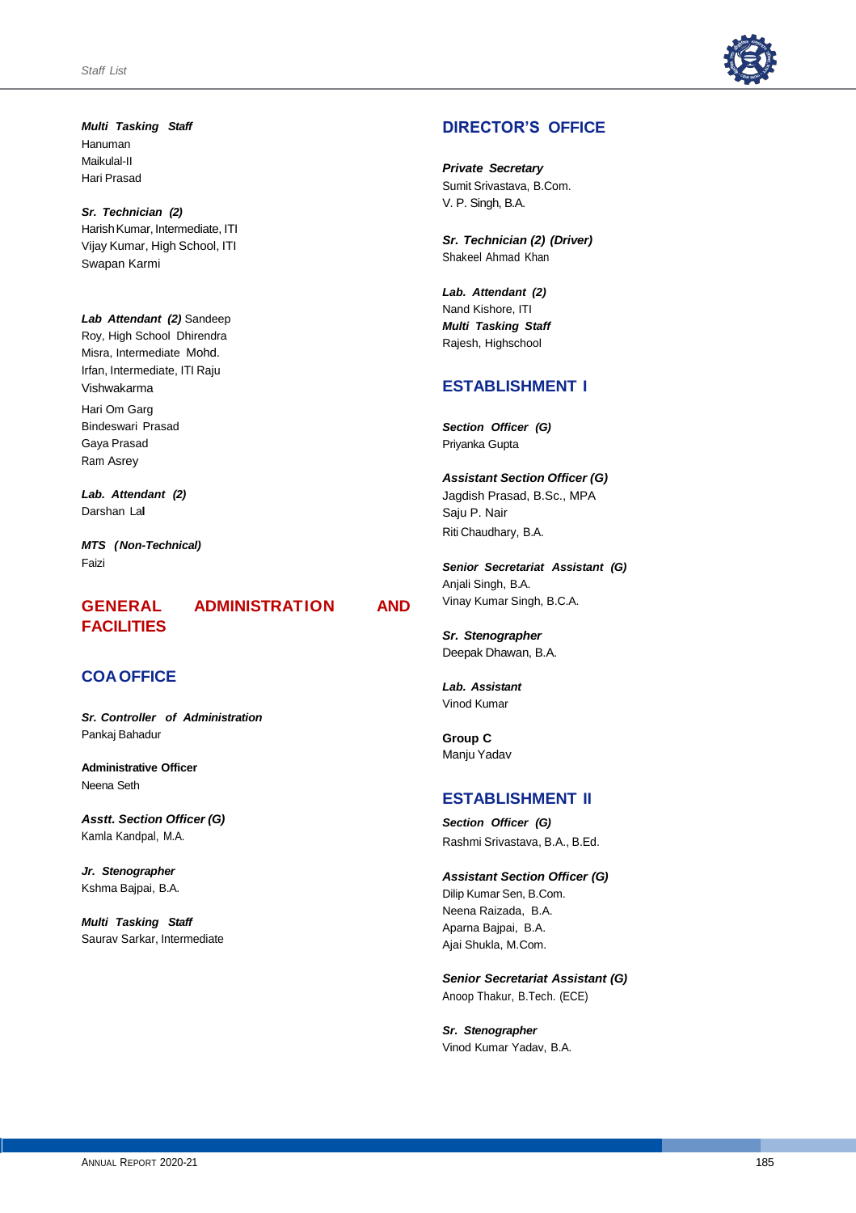***Multi Tasking Staff***
Hanuman
Maikulal-II
Hari Prasad

***Sr. Technician (2)***
Harish Kumar, Intermediate, ITI
Vijay Kumar, High School, ITI
Swapan Karmi

***Lab Attendant (2)*** Sandeep Roy, High School Dhirendra Misra, Intermediate Mohd. Irfan, Intermediate, ITI Raju Vishwakarma
Hari Om Garg
Bindeswari Prasad
Gaya Prasad
Ram Asrey

***Lab. Attendant (2)***
Darshan Lal

***MTS (Non-Technical)***
Faizi

# GENERAL ADMINISTRATION AND FACILITIES

## COA OFFICE

***Sr. Controller of Administration***
Pankaj Bahadur

**Administrative Officer**
Neena Seth

***Asstt. Section Officer (G)***
Kamla Kandpal, M.A.

***Jr. Stenographer***
Kshma Bajpai, B.A.

***Multi Tasking Staff***
Saurav Sarkar, Intermediate

## DIRECTOR'S OFFICE

***Private Secretary***
Sumit Srivastava, B.Com.
V. P. Singh, B.A.

***Sr. Technician (2) (Driver)***
Shakeel Ahmad Khan

***Lab. Attendant (2)***
Nand Kishore, ITI
***Multi Tasking Staff***
Rajesh, Highschool

## ESTABLISHMENT I

***Section Officer (G)***
Priyanka Gupta

***Assistant Section Officer (G)***
Jagdish Prasad, B.Sc., MPA
Saju P. Nair
Riti Chaudhary, B.A.

***Senior Secretariat Assistant (G)***
Anjali Singh, B.A.
Vinay Kumar Singh, B.C.A.

***Sr. Stenographer***
Deepak Dhawan, B.A.

***Lab. Assistant***
Vinod Kumar

**Group C**
Manju Yadav

## ESTABLISHMENT II

***Section Officer (G)***
Rashmi Srivastava, B.A., B.Ed.

***Assistant Section Officer (G)***
Dilip Kumar Sen, B.Com.
Neena Raizada, B.A.
Aparna Bajpai, B.A.
Ajai Shukla, M.Com.

***Senior Secretariat Assistant (G)***
Anoop Thakur, B.Tech. (ECE)

***Sr. Stenographer***
Vinod Kumar Yadav, B.A.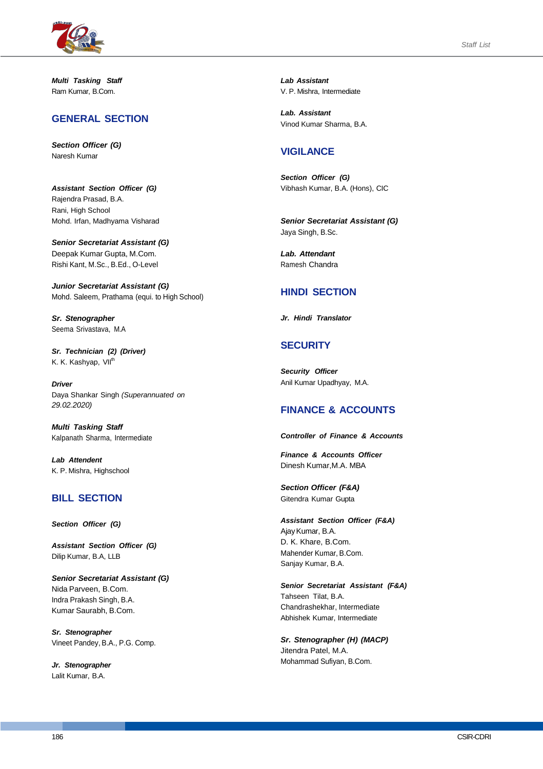*Multi Tasking Staff*
Ram Kumar, B.Com.

## GENERAL SECTION

*Section Officer (G)*
Naresh Kumar

*Assistant Section Officer (G)*
Rajendra Prasad, B.A.
Rani, High School
Mohd. Irfan, Madhyama Visharad

*Senior Secretariat Assistant (G)*
Deepak Kumar Gupta, M.Com.
Rishi Kant, M.Sc., B.Ed., O-Level

*Junior Secretariat Assistant (G)*
Mohd. Saleem, Prathama (equi. to High School)

*Sr. Stenographer*
Seema Srivastava, M.A

*Sr. Technician (2) (Driver)*
K. K. Kashyap, VII$^{th}$

*Driver*
Daya Shankar Singh *(Superannuated on 29.02.2020)*

*Multi Tasking Staff*
Kalpanath Sharma, Intermediate

*Lab Attendent*
K. P. Mishra, Highschool

## BILL SECTION

*Section Officer (G)*

*Assistant Section Officer (G)*
Dilip Kumar, B.A, LLB

*Senior Secretariat Assistant (G)*
Nida Parveen, B.Com.
Indra Prakash Singh, B.A.
Kumar Saurabh, B.Com.

*Sr. Stenographer*
Vineet Pandey, B.A., P.G. Comp.

*Jr. Stenographer*
Lalit Kumar, B.A.

*Lab Assistant*
V. P. Mishra, Intermediate

*Lab. Assistant*
Vinod Kumar Sharma, B.A.

## VIGILANCE

*Section Officer (G)*
Vibhash Kumar, B.A. (Hons), CIC

*Senior Secretariat Assistant (G)*
Jaya Singh, B.Sc.

*Lab. Attendant*
Ramesh Chandra

## HINDI SECTION

*Jr. Hindi Translator*

## SECURITY

*Security Officer*
Anil Kumar Upadhyay, M.A.

## FINANCE & ACCOUNTS

*Controller of Finance & Accounts*

*Finance & Accounts Officer*
Dinesh Kumar,M.A. MBA

*Section Officer (F&A)*
Gitendra Kumar Gupta

*Assistant Section Officer (F&A)*
Ajay Kumar, B.A.
D. K. Khare, B.Com.
Mahender Kumar, B.Com.
Sanjay Kumar, B.A.

*Senior Secretariat Assistant (F&A)*
Tahseen Tilat, B.A.
Chandrashekhar, Intermediate
Abhishek Kumar, Intermediate

*Sr. Stenographer (H) (MACP)*
Jitendra Patel, M.A.
Mohammad Sufiyan, B.Com.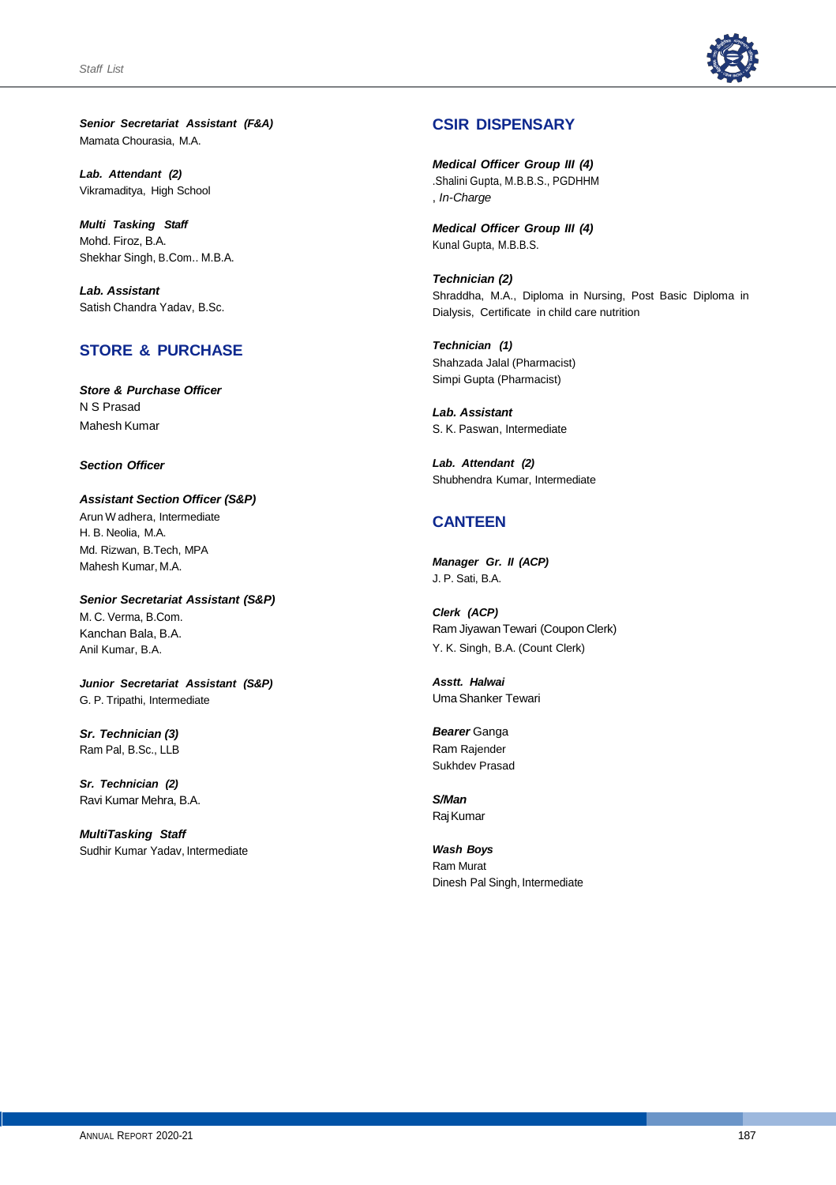***Senior Secretariat Assistant (F&A)***
Mamata Chourasia, M.A.

***Lab. Attendant (2)***
Vikramaditya, High School

***Multi Tasking Staff***
Mohd. Firoz, B.A.
Shekhar Singh, B.Com.. M.B.A.

***Lab. Assistant***
Satish Chandra Yadav, B.Sc.

## STORE & PURCHASE

***Store & Purchase Officer***
N S Prasad
Mahesh Kumar

***Section Officer***

***Assistant Section Officer (S&P)***
Arun W adhera, Intermediate
H. B. Neolia, M.A.
Md. Rizwan, B.Tech, MPA
Mahesh Kumar, M.A.

***Senior Secretariat Assistant (S&P)***
M. C. Verma, B.Com.
Kanchan Bala, B.A.
Anil Kumar, B.A.

***Junior Secretariat Assistant (S&P)***
G. P. Tripathi, Intermediate

***Sr. Technician (3)***
Ram Pal, B.Sc., LLB

***Sr. Technician (2)***
Ravi Kumar Mehra, B.A.

***MultiTasking Staff***
Sudhir Kumar Yadav, Intermediate

## CSIR DISPENSARY

***Medical Officer Group III (4)***
.Shalini Gupta, M.B.B.S., PGDHHM
, *In-Charge*

***Medical Officer Group III (4)***
Kunal Gupta, M.B.B.S.

***Technician (2)***
Shraddha, M.A., Diploma in Nursing, Post Basic Diploma in Dialysis, Certificate in child care nutrition

***Technician (1)***
Shahzada Jalal (Pharmacist)
Simpi Gupta (Pharmacist)

***Lab. Assistant***
S. K. Paswan, Intermediate

***Lab. Attendant (2)***
Shubhendra Kumar, Intermediate

## CANTEEN

***Manager Gr. II (ACP)***
J. P. Sati, B.A.

***Clerk (ACP)***
Ram Jiyawan Tewari (Coupon Clerk)
Y. K. Singh, B.A. (Count Clerk)

***Asstt. Halwai***
Uma Shanker Tewari

***Bearer*** Ganga
Ram Rajender
Sukhdev Prasad

***S/Man***
Raj Kumar

***Wash Boys***
Ram Murat
Dinesh Pal Singh, Intermediate